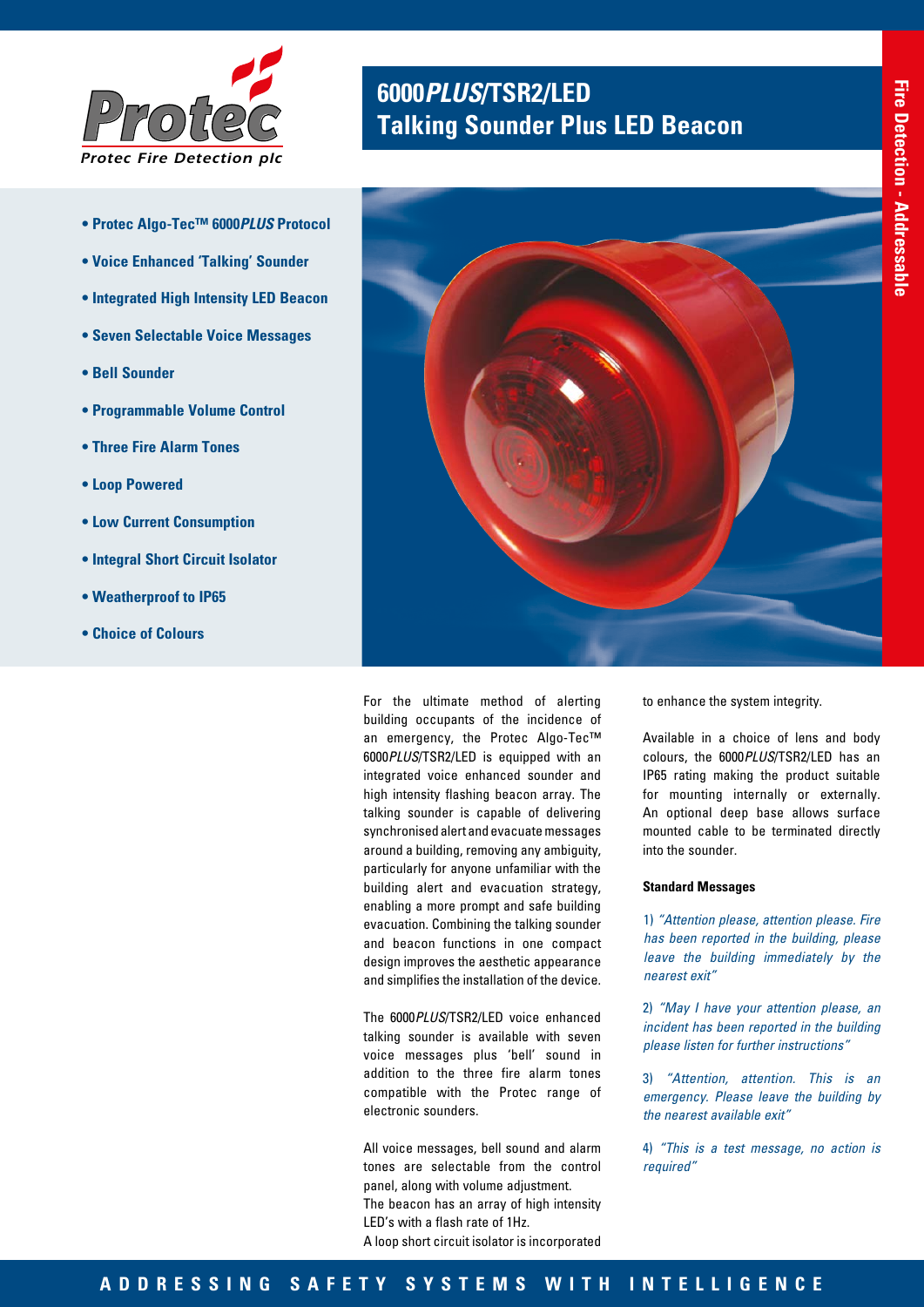Protec

Protec Fire Detection plc

# 6000*PLUS*/TSR2/LED Talking Sounder Plus LED Beacon

Fire Detection - Addressable

- **Protec Algo-Tec™ 6000*PLUS* Protocol**
- **Voice Enhanced 'Talking' Sounder**
- **Integrated High Intensity LED Beacon**
- **Seven Selectable Voice Messages**
- **Bell Sounder**
- **Programmable Volume Control**
- **Three Fire Alarm Tones**
- **Loop Powered**
- **Low Current Consumption**
- **Integral Short Circuit Isolator**
- **Weatherproof to IP65**
- **Choice of Colours**

For the ultimate method of alerting building occupants of the incidence of an emergency, the Protec Algo-Tec™ 6000*PLUS*/TSR2/LED is equipped with an integrated voice enhanced sounder and high intensity flashing beacon array. The talking sounder is capable of delivering synchronised alert and evacuate messages around a building, removing any ambiguity, particularly for anyone unfamiliar with the building alert and evacuation strategy, enabling a more prompt and safe building evacuation. Combining the talking sounder and beacon functions in one compact design improves the aesthetic appearance and simplifies the installation of the device.

The 6000*PLUS*/TSR2/LED voice enhanced talking sounder is available with seven voice messages plus 'bell' sound in addition to the three fire alarm tones compatible with the Protec range of electronic sounders.

All voice messages, bell sound and alarm tones are selectable from the control panel, along with volume adjustment.
The beacon has an array of high intensity LED's with a flash rate of 1Hz.
A loop short circuit isolator is incorporated to enhance the system integrity.

Available in a choice of lens and body colours, the 6000*PLUS*/TSR2/LED has an IP65 rating making the product suitable for mounting internally or externally. An optional deep base allows surface mounted cable to be terminated directly into the sounder.

**Standard Messages**

1) *"Attention please, attention please. Fire has been reported in the building, please leave the building immediately by the nearest exit"*

2) *"May I have your attention please, an incident has been reported in the building please listen for further instructions"*

3) *"Attention, attention. This is an emergency. Please leave the building by the nearest available exit"*

4) *"This is a test message, no action is required"*

**ADDRESSING SAFETY SYSTEMS WITH INTELLIGENCE**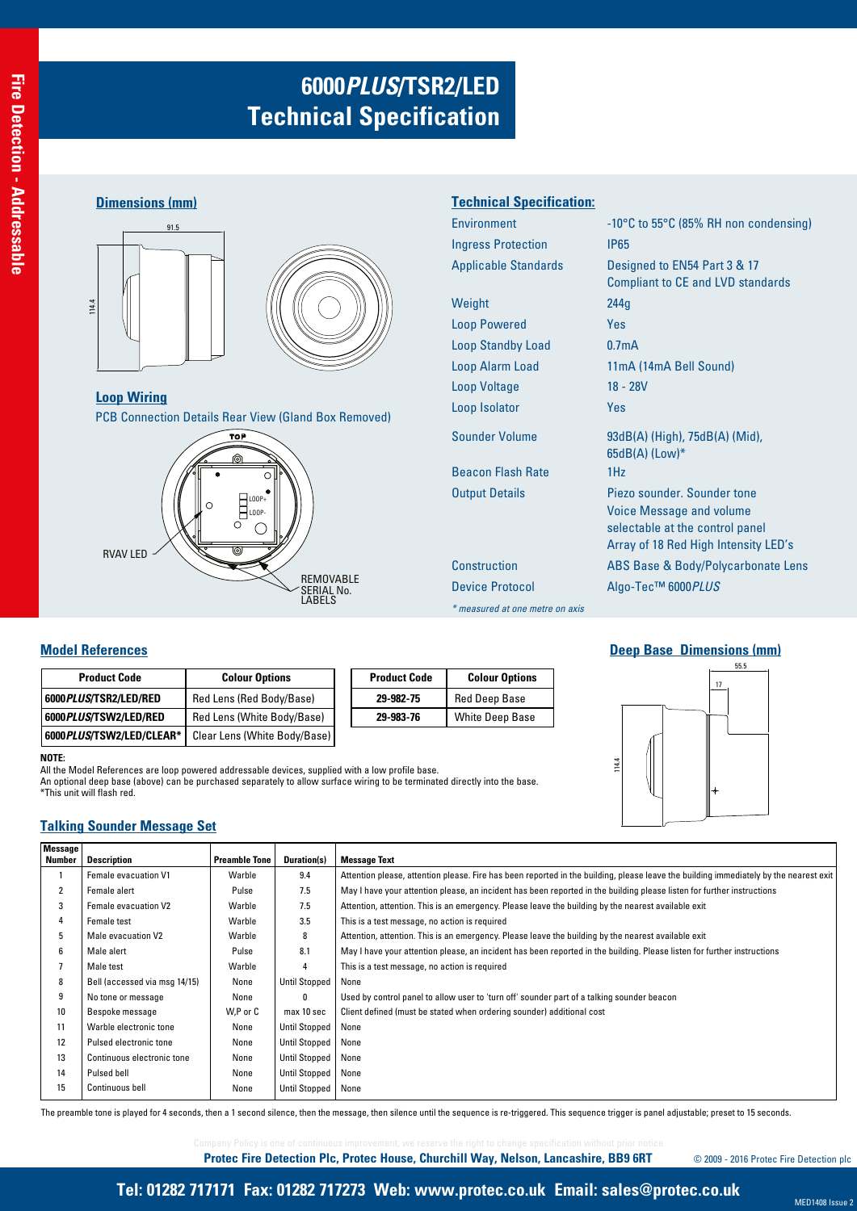# 6000*PLUS*/TSR2/LED Technical Specification

## Dimensions (mm)

91.5

114.4

## Loop Wiring

PCB Connection Details Rear View (Gland Box Removed)

TOP

LOOP+

LOOP-

RVAV LED

REMOVABLE SERIAL No. LABELS

## Technical Specification:

| | |
|---|---|
| Environment | -10°C to 55°C (85% RH non condensing) |
| Ingress Protection | IP65 |
| Applicable Standards | Designed to EN54 Part 3 & 17<br>Compliant to CE and LVD standards |
| Weight | 244g |
| Loop Powered | Yes |
| Loop Standby Load | 0.7mA |
| Loop Alarm Load | 11mA (14mA Bell Sound) |
| Loop Voltage | 18 - 28V |
| Loop Isolator | Yes |
| Sounder Volume | 93dB(A) (High), 75dB(A) (Mid), 65dB(A) (Low)* |
| Beacon Flash Rate | 1Hz |
| Output Details | Piezo sounder. Sounder tone Voice Message and volume selectable at the control panel<br>Array of 18 Red High Intensity LED's |
| Construction | ABS Base & Body/Polycarbonate Lens |
| Device Protocol | Algo-Tec™ 6000*PLUS* |

*\* measured at one metre on axis*

## Model References

| Product Code | Colour Options |
|---|---|
| **6000*PLUS*/TSR2/LED/RED** | Red Lens (Red Body/Base) |
| **6000*PLUS*/TSW2/LED/RED** | Red Lens (White Body/Base) |
| **6000*PLUS*/TSW2/LED/CLEAR*** | Clear Lens (White Body/Base) |

| Product Code | Colour Options |
|---|---|
| **29-982-75** | Red Deep Base |
| **29-983-76** | White Deep Base |

**NOTE:**
All the Model References are loop powered addressable devices, supplied with a low profile base.
An optional deep base (above) can be purchased separately to allow surface wiring to be terminated directly into the base.
*This unit will flash red.

## Deep Base Dimensions (mm)

55.5

17

114.4

## Talking Sounder Message Set

| Message Number | Description | Preamble Tone | Duration(s) | Message Text |
|---|---|---|---|---|
| 1 | Female evacuation V1 | Warble | 9.4 | Attention please, attention please. Fire has been reported in the building, please leave the building immediately by the nearest exit |
| 2 | Female alert | Pulse | 7.5 | May I have your attention please, an incident has been reported in the building please listen for further instructions |
| 3 | Female evacuation V2 | Warble | 7.5 | Attention, attention. This is an emergency. Please leave the building by the nearest available exit |
| 4 | Female test | Warble | 3.5 | This is a test message, no action is required |
| 5 | Male evacuation V2 | Warble | 8 | Attention, attention. This is an emergency. Please leave the building by the nearest available exit |
| 6 | Male alert | Pulse | 8.1 | May I have your attention please, an incident has been reported in the building. Please listen for further instructions |
| 7 | Male test | Warble | 4 | This is a test message, no action is required |
| 8 | Bell (accessed via msg 14/15) | None | Until Stopped | None |
| 9 | No tone or message | None | 0 | Used by control panel to allow user to 'turn off' sounder part of a talking sounder beacon |
| 10 | Bespoke message | W,P or C | max 10 sec | Client defined (must be stated when ordering sounder) additional cost |
| 11 | Warble electronic tone | None | Until Stopped | None |
| 12 | Pulsed electronic tone | None | Until Stopped | None |
| 13 | Continuous electronic tone | None | Until Stopped | None |
| 14 | Pulsed bell | None | Until Stopped | None |
| 15 | Continuous bell | None | Until Stopped | None |

The preamble tone is played for 4 seconds, then a 1 second silence, then the message, then silence until the sequence is re-triggered. This sequence trigger is panel adjustable; preset to 15 seconds.

Company Policy is one of continuous improvement, we reserve the right to change specification without prior notice

**Protec Fire Detection Plc, Protec House, Churchill Way, Nelson, Lancashire, BB9 6RT**

© 2009 - 2016 Protec Fire Detection plc

**Tel: 01282 717171 Fax: 01282 717273 Web: www.protec.co.uk Email: sales@protec.co.uk**

MED1408 Issue 2